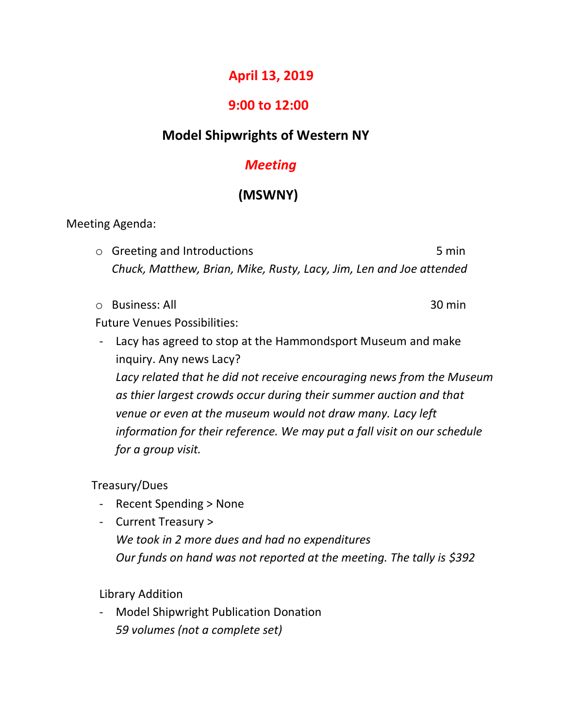# April 13, 2019

# 9:00 to 12:00

## Model Shipwrights of Western NY

## *Meeting*

## (MSWNY)

Meeting Agenda:

- Greeting and Introductions 5 min
  *Chuck, Matthew, Brian, Mike, Rusty, Lacy, Jim, Len and Joe attended*

- Business: All 30 min

Future Venues Possibilities:

- Lacy has agreed to stop at the Hammondsport Museum and make inquiry. Any news Lacy?
  *Lacy related that he did not receive encouraging news from the Museum as thier largest crowds occur during their summer auction and that venue or even at the museum would not draw many. Lacy left information for their reference. We may put a fall visit on our schedule for a group visit.*

Treasury/Dues

- Recent Spending > None
- Current Treasury >
  *We took in 2 more dues and had no expenditures*
  *Our funds on hand was not reported at the meeting. The tally is $392*

Library Addition

- Model Shipwright Publication Donation
  *59 volumes (not a complete set)*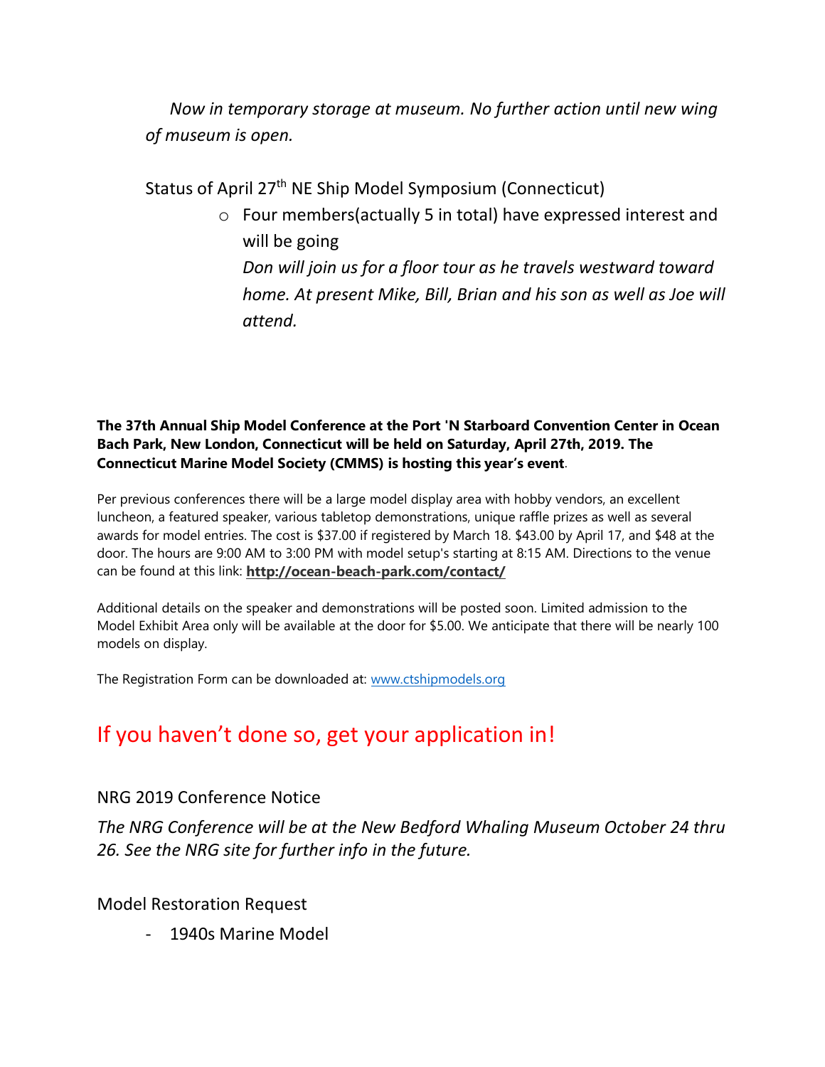*Now in temporary storage at museum. No further action until new wing of museum is open.*

Status of April 27th NE Ship Model Symposium (Connecticut)

- Four members(actually 5 in total) have expressed interest and will be going
  *Don will join us for a floor tour as he travels westward toward home. At present Mike, Bill, Brian and his son as well as Joe will attend.*

**The 37th Annual Ship Model Conference at the Port 'N Starboard Convention Center in Ocean Bach Park, New London, Connecticut will be held on Saturday, April 27th, 2019. The Connecticut Marine Model Society (CMMS) is hosting this year's event**.

Per previous conferences there will be a large model display area with hobby vendors, an excellent luncheon, a featured speaker, various tabletop demonstrations, unique raffle prizes as well as several awards for model entries. The cost is $37.00 if registered by March 18. $43.00 by April 17, and $48 at the door. The hours are 9:00 AM to 3:00 PM with model setup's starting at 8:15 AM. Directions to the venue can be found at this link: **http://ocean-beach-park.com/contact/**

Additional details on the speaker and demonstrations will be posted soon. Limited admission to the Model Exhibit Area only will be available at the door for $5.00. We anticipate that there will be nearly 100 models on display.

The Registration Form can be downloaded at: www.ctshipmodels.org

## If you haven't done so, get your application in!

NRG 2019 Conference Notice

*The NRG Conference will be at the New Bedford Whaling Museum October 24 thru 26. See the NRG site for further info in the future.*

Model Restoration Request

- 1940s Marine Model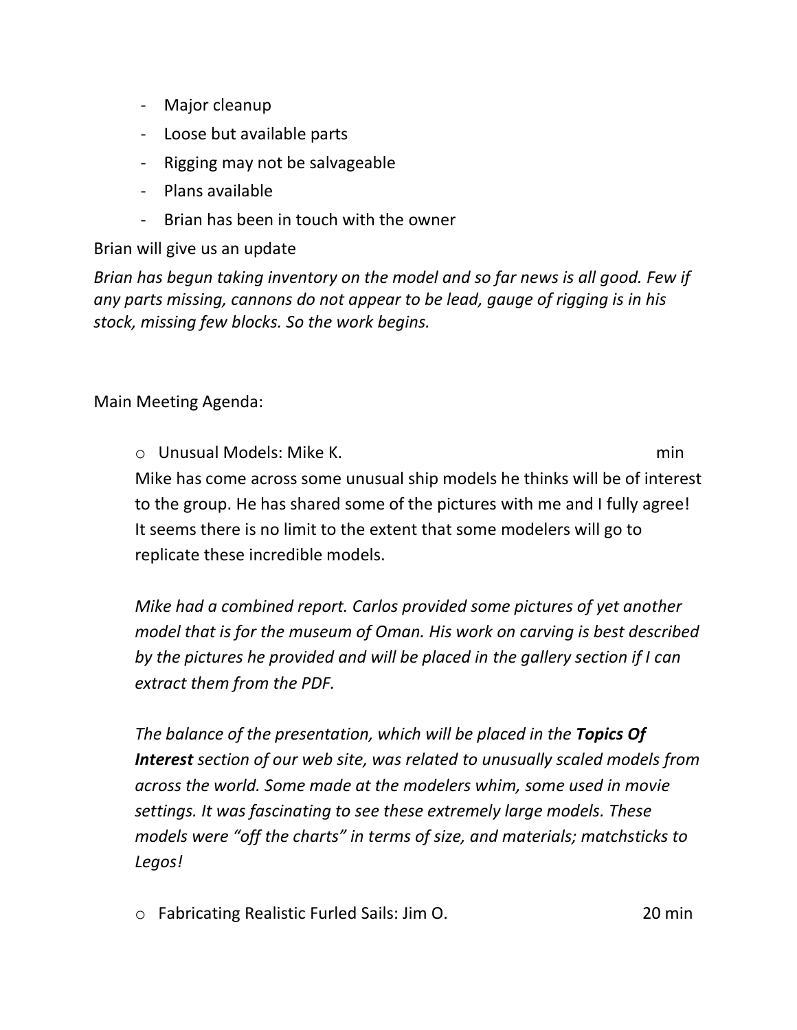- Major cleanup
- Loose but available parts
- Rigging may not be salvageable
- Plans available
- Brian has been in touch with the owner

Brian will give us an update

*Brian has begun taking inventory on the model and so far news is all good. Few if any parts missing, cannons do not appear to be lead, gauge of rigging is in his stock, missing few blocks. So the work begins.*

Main Meeting Agenda:

- Unusual Models: Mike K. min

  Mike has come across some unusual ship models he thinks will be of interest to the group. He has shared some of the pictures with me and I fully agree! It seems there is no limit to the extent that some modelers will go to replicate these incredible models.

  *Mike had a combined report. Carlos provided some pictures of yet another model that is for the museum of Oman. His work on carving is best described by the pictures he provided and will be placed in the gallery section if I can extract them from the PDF.*

  *The balance of the presentation, which will be placed in the* ***Topics Of Interest*** *section of our web site, was related to unusually scaled models from across the world. Some made at the modelers whim, some used in movie settings. It was fascinating to see these extremely large models. These models were "off the charts" in terms of size, and materials; matchsticks to Legos!*

- Fabricating Realistic Furled Sails: Jim O. 20 min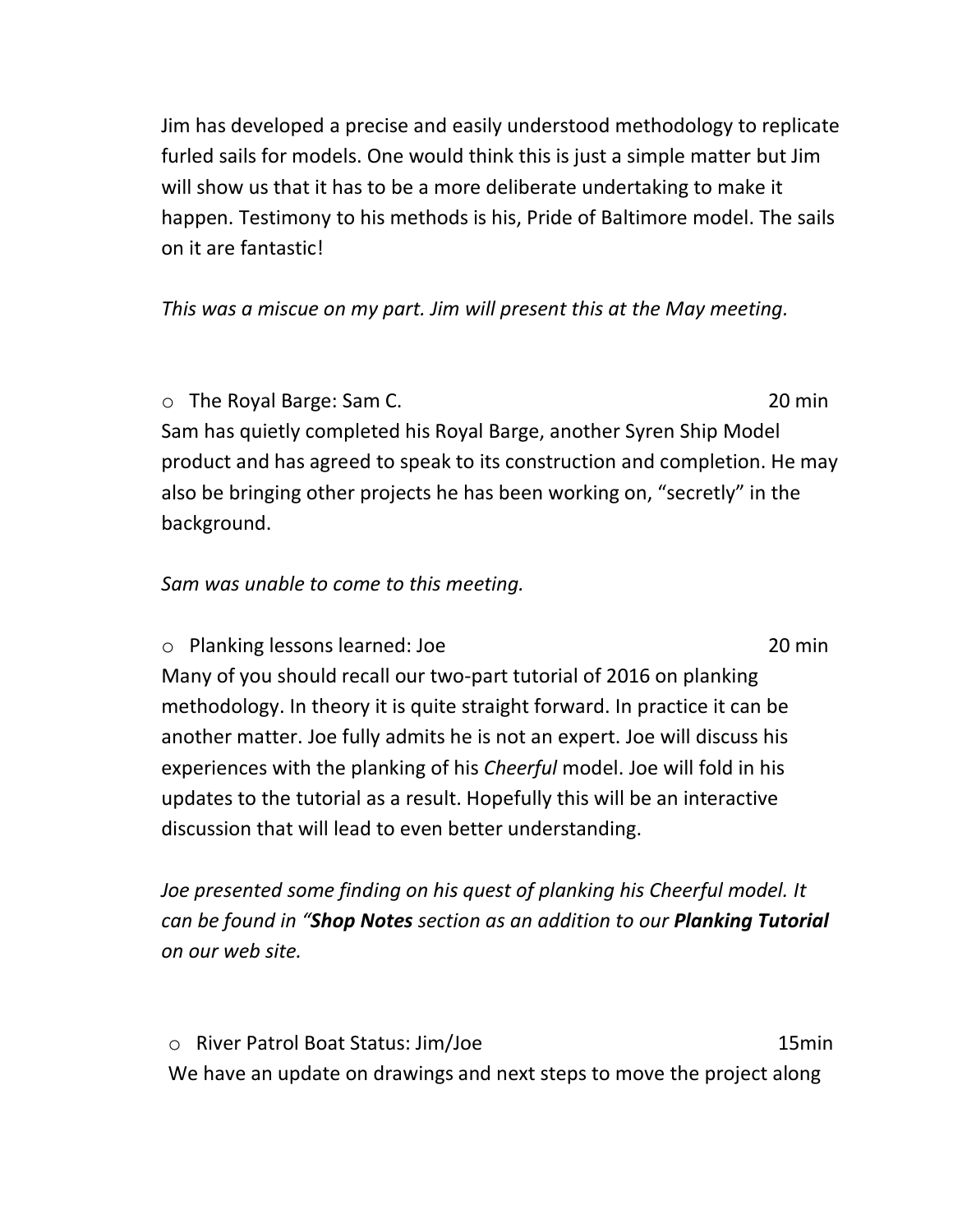Jim has developed a precise and easily understood methodology to replicate furled sails for models. One would think this is just a simple matter but Jim will show us that it has to be a more deliberate undertaking to make it happen. Testimony to his methods is his, Pride of Baltimore model. The sails on it are fantastic!

*This was a miscue on my part. Jim will present this at the May meeting.*

- The Royal Barge: Sam C. 20 min

Sam has quietly completed his Royal Barge, another Syren Ship Model product and has agreed to speak to its construction and completion. He may also be bringing other projects he has been working on, "secretly" in the background.

*Sam was unable to come to this meeting.*

- Planking lessons learned: Joe 20 min

Many of you should recall our two-part tutorial of 2016 on planking methodology. In theory it is quite straight forward. In practice it can be another matter. Joe fully admits he is not an expert. Joe will discuss his experiences with the planking of his *Cheerful* model. Joe will fold in his updates to the tutorial as a result. Hopefully this will be an interactive discussion that will lead to even better understanding.

*Joe presented some finding on his quest of planking his Cheerful model. It can be found in "**Shop Notes** section as an addition to our **Planking Tutorial** on our web site.*

- River Patrol Boat Status: Jim/Joe 15min

We have an update on drawings and next steps to move the project along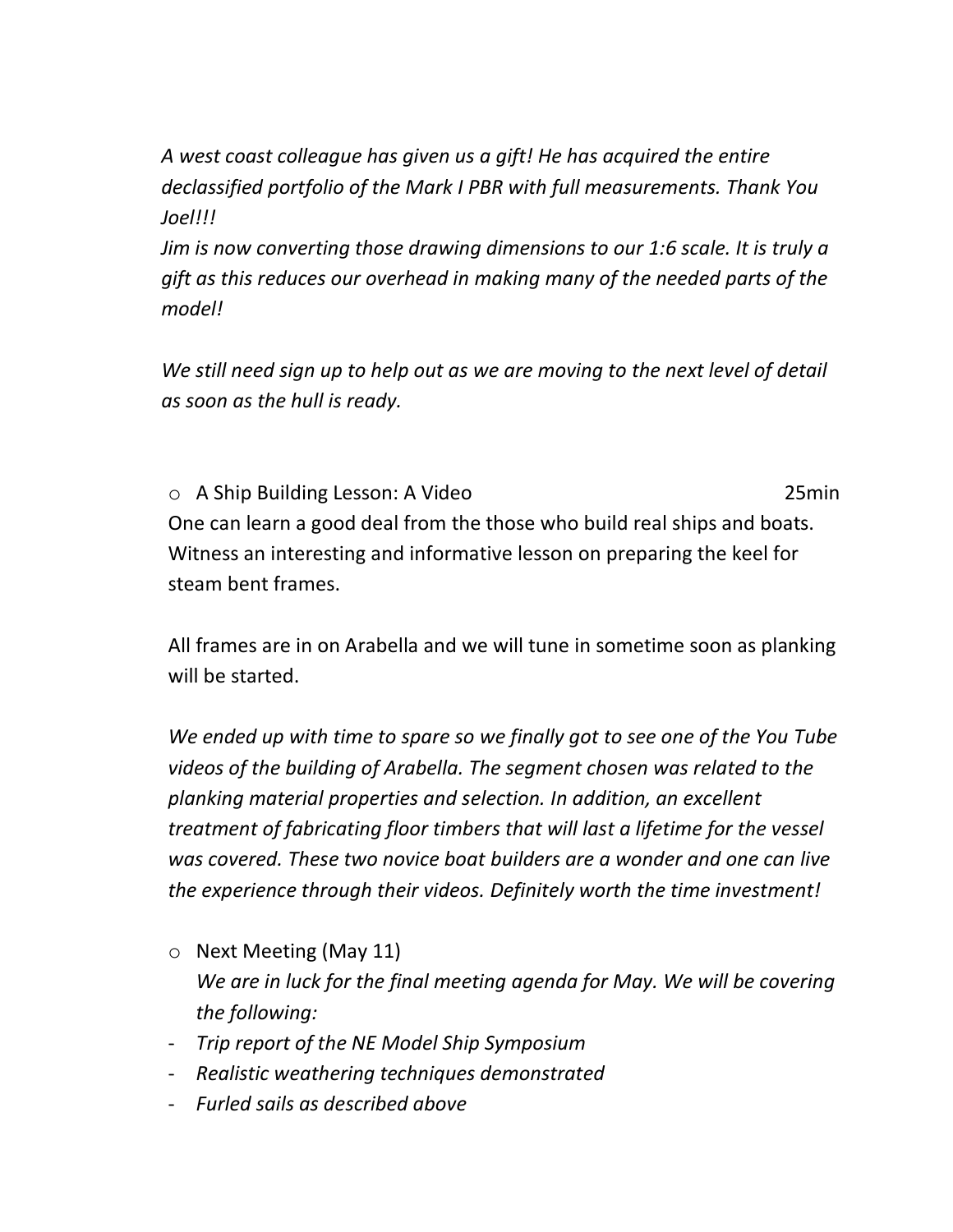*A west coast colleague has given us a gift! He has acquired the entire declassified portfolio of the Mark I PBR with full measurements. Thank You Joel!!!*
*Jim is now converting those drawing dimensions to our 1:6 scale. It is truly a gift as this reduces our overhead in making many of the needed parts of the model!*

*We still need sign up to help out as we are moving to the next level of detail as soon as the hull is ready.*

- A Ship Building Lesson: A Video 25min

One can learn a good deal from the those who build real ships and boats. Witness an interesting and informative lesson on preparing the keel for steam bent frames.

All frames are in on Arabella and we will tune in sometime soon as planking will be started.

*We ended up with time to spare so we finally got to see one of the You Tube videos of the building of Arabella. The segment chosen was related to the planking material properties and selection. In addition, an excellent treatment of fabricating floor timbers that will last a lifetime for the vessel was covered. These two novice boat builders are a wonder and one can live the experience through their videos. Definitely worth the time investment!*

- Next Meeting (May 11)
  *We are in luck for the final meeting agenda for May. We will be covering the following:*

- *Trip report of the NE Model Ship Symposium*
- *Realistic weathering techniques demonstrated*
- *Furled sails as described above*